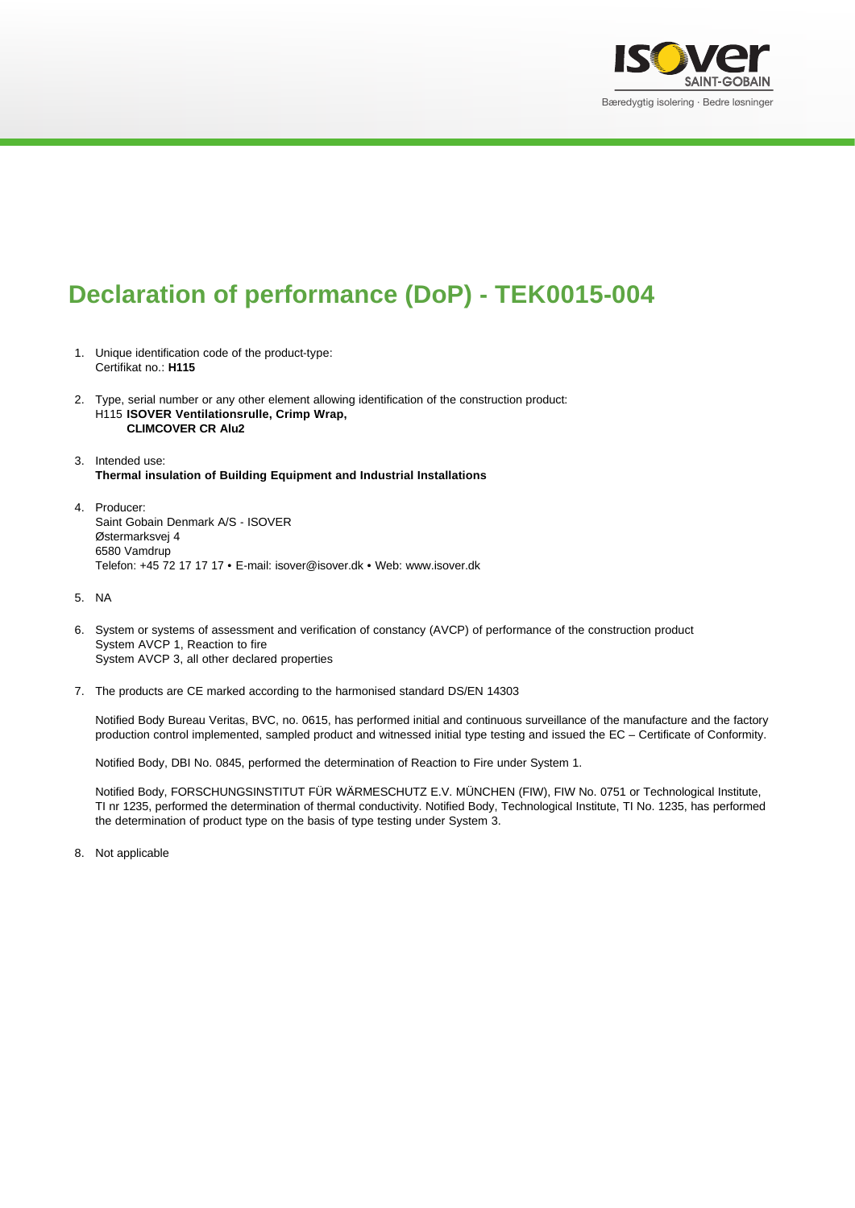# Declaration of performance (DoP) - TEK0015-004

1. Unique identification code of the product-type:
   Certifikat no.: **H115**

2. Type, serial number or any other element allowing identification of the construction product:
   H115 **ISOVER Ventilationsrulle, Crimp Wrap,**
   **CLIMCOVER CR Alu2**

3. Intended use:
   **Thermal insulation of Building Equipment and Industrial Installations**

4. Producer:
   Saint Gobain Denmark A/S - ISOVER
   Østermarksvej 4
   6580 Vamdrup
   Telefon: +45 72 17 17 17 • E-mail: isover@isover.dk • Web: www.isover.dk

5. NA

6. System or systems of assessment and verification of constancy (AVCP) of performance of the construction product
   System AVCP 1, Reaction to fire
   System AVCP 3, all other declared properties

7. The products are CE marked according to the harmonised standard DS/EN 14303

   Notified Body Bureau Veritas, BVC, no. 0615, has performed initial and continuous surveillance of the manufacture and the factory production control implemented, sampled product and witnessed initial type testing and issued the EC – Certificate of Conformity.

   Notified Body, DBI No. 0845, performed the determination of Reaction to Fire under System 1.

   Notified Body, FORSCHUNGSINSTITUT FÜR WÄRMESCHUTZ E.V. MÜNCHEN (FIW), FIW No. 0751 or Technological Institute, TI nr 1235, performed the determination of thermal conductivity. Notified Body, Technological Institute, TI No. 1235, has performed the determination of product type on the basis of type testing under System 3.

8. Not applicable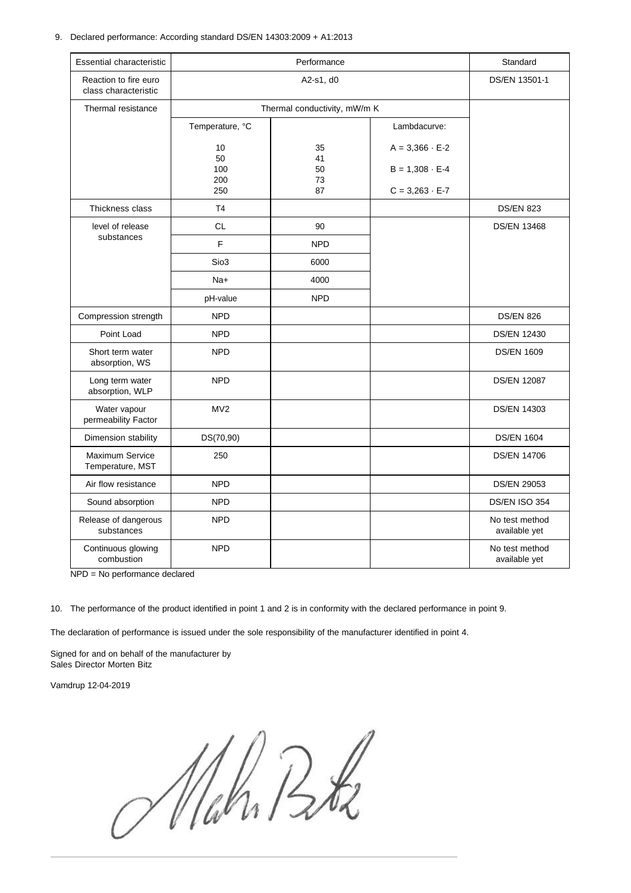9. Declared performance: According standard DS/EN 14303:2009 + A1:2013

| Essential characteristic | Performance | | | Standard |
|---|---|---|---|---|
| Reaction to fire euro class characteristic | A2-s1, d0 | | | DS/EN 13501-1 |
| Thermal resistance | Thermal conductivity, mW/m K | | | |
| | Temperature, °C | | Lambdacurve: | |
| | 10<br>50<br>100<br>200<br>250 | 35<br>41<br>50<br>73<br>87 | A = 3,366 · E-2<br>B = 1,308 · E-4<br>C = 3,263 · E-7 | |
| Thickness class | T4 | | | DS/EN 823 |
| level of release substances | CL | 90 | | DS/EN 13468 |
| | F | NPD | | |
| | Sio3 | 6000 | | |
| | Na+ | 4000 | | |
| | pH-value | NPD | | |
| Compression strength | NPD | | | DS/EN 826 |
| Point Load | NPD | | | DS/EN 12430 |
| Short term water absorption, WS | NPD | | | DS/EN 1609 |
| Long term water absorption, WLP | NPD | | | DS/EN 12087 |
| Water vapour permeability Factor | MV2 | | | DS/EN 14303 |
| Dimension stability | DS(70,90) | | | DS/EN 1604 |
| Maximum Service Temperature, MST | 250 | | | DS/EN 14706 |
| Air flow resistance | NPD | | | DS/EN 29053 |
| Sound absorption | NPD | | | DS/EN ISO 354 |
| Release of dangerous substances | NPD | | | No test method available yet |
| Continuous glowing combustion | NPD | | | No test method available yet |

NPD = No performance declared

10. The performance of the product identified in point 1 and 2 is in conformity with the declared performance in point 9.

The declaration of performance is issued under the sole responsibility of the manufacturer identified in point 4.

Signed for and on behalf of the manufacturer by
Sales Director Morten Bitz

Vamdrup 12-04-2019